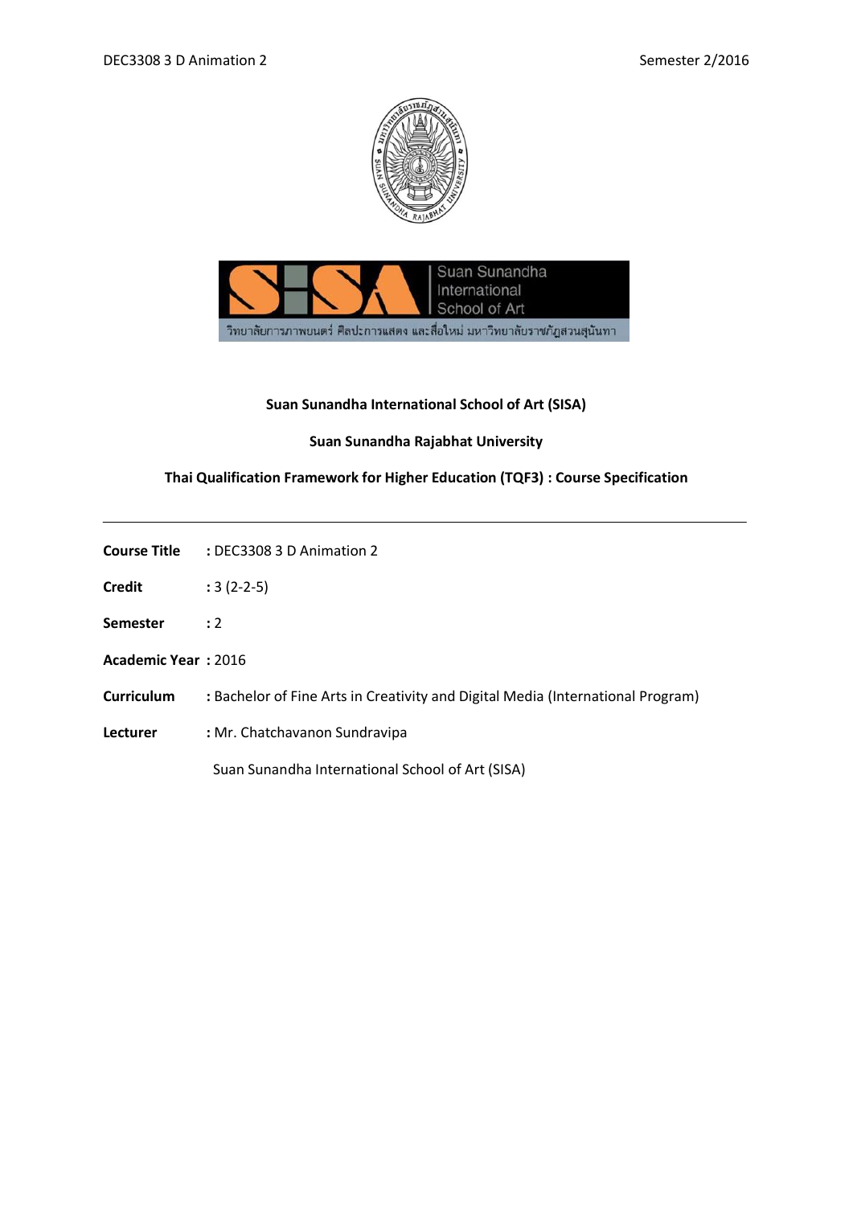**Suan Sunandha International School of Art (SISA)**

**Suan Sunandha Rajabhat University**

**Thai Qualification Framework for Higher Education (TQF3) : Course Specification**

---

**Course Title** : DEC3308 3 D Animation 2

**Credit** : 3 (2-2-5)

**Semester** : 2

**Academic Year** : 2016

**Curriculum** : Bachelor of Fine Arts in Creativity and Digital Media (International Program)

**Lecturer** : Mr. Chatchavanon Sundravipa

Suan Sunandha International School of Art (SISA)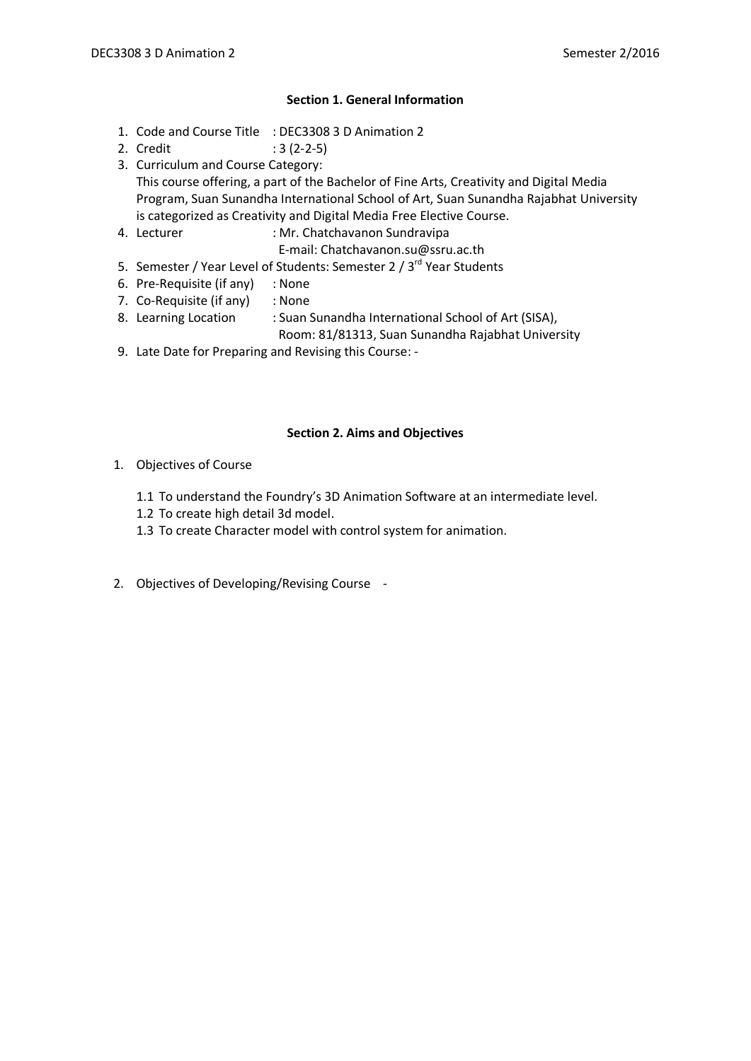## Section 1. General Information

1. Code and Course Title : DEC3308 3 D Animation 2
2. Credit : 3 (2-2-5)
3. Curriculum and Course Category:
   This course offering, a part of the Bachelor of Fine Arts, Creativity and Digital Media Program, Suan Sunandha International School of Art, Suan Sunandha Rajabhat University is categorized as Creativity and Digital Media Free Elective Course.
4. Lecturer : Mr. Chatchavanon Sundravipa
   E-mail: Chatchavanon.su@ssru.ac.th
5. Semester / Year Level of Students: Semester 2 / 3rd Year Students
6. Pre-Requisite (if any) : None
7. Co-Requisite (if any) : None
8. Learning Location : Suan Sunandha International School of Art (SISA), Room: 81/81313, Suan Sunandha Rajabhat University
9. Late Date for Preparing and Revising this Course: -

## Section 2. Aims and Objectives

1. Objectives of Course
   - 1.1 To understand the Foundry's 3D Animation Software at an intermediate level.
   - 1.2 To create high detail 3d model.
   - 1.3 To create Character model with control system for animation.
2. Objectives of Developing/Revising Course -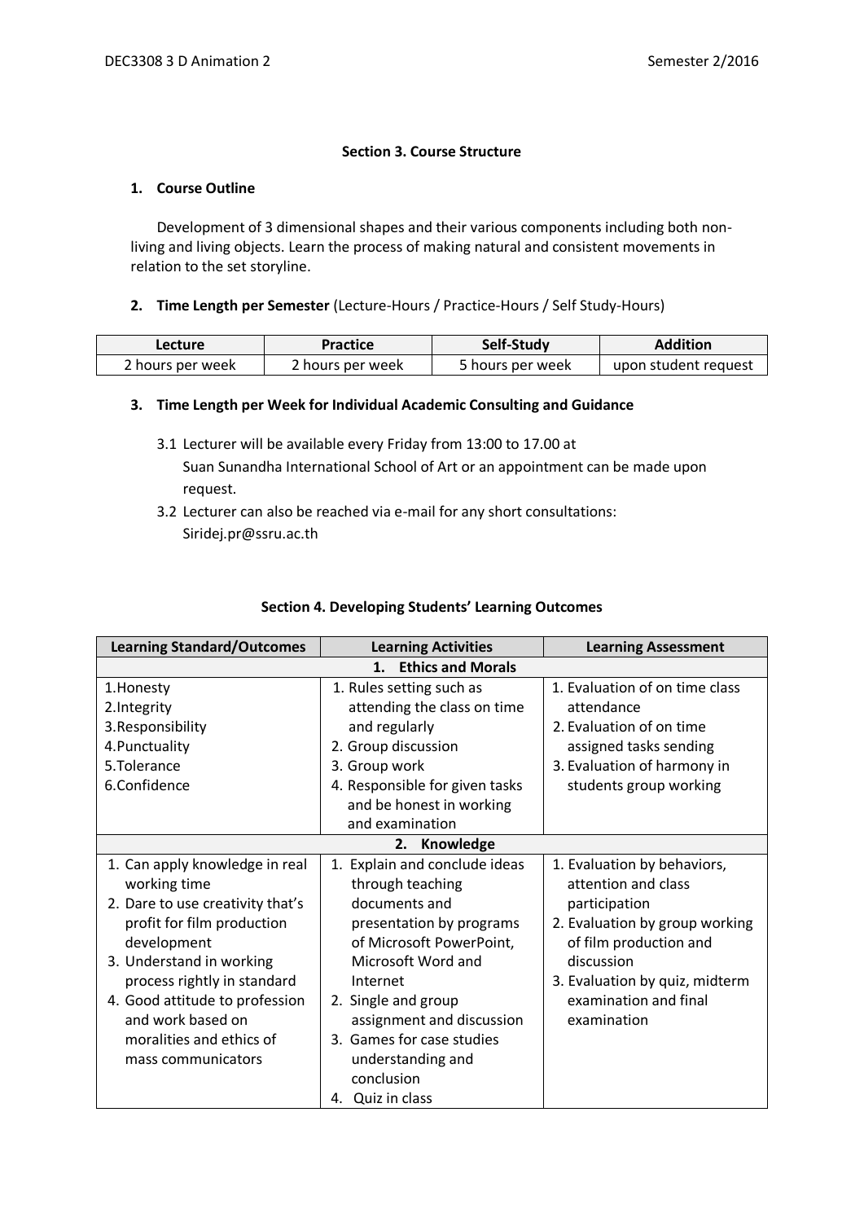## Section 3. Course Structure

### 1. Course Outline

Development of 3 dimensional shapes and their various components including both non-living and living objects. Learn the process of making natural and consistent movements in relation to the set storyline.

### 2. Time Length per Semester (Lecture-Hours / Practice-Hours / Self Study-Hours)

| Lecture | Practice | Self-Study | Addition |
|---|---|---|---|
| 2 hours per week | 2 hours per week | 5 hours per week | upon student request |

### 3. Time Length per Week for Individual Academic Consulting and Guidance

3.1 Lecturer will be available every Friday from 13:00 to 17.00 at Suan Sunandha International School of Art or an appointment can be made upon request.

3.2 Lecturer can also be reached via e-mail for any short consultations: Siridej.pr@ssru.ac.th

## Section 4. Developing Students' Learning Outcomes

| Learning Standard/Outcomes | Learning Activities | Learning Assessment |
|---|---|---|
| **1. Ethics and Morals** | | |
| 1.Honesty<br>2.Integrity<br>3.Responsibility<br>4.Punctuality<br>5.Tolerance<br>6.Confidence | 1. Rules setting such as attending the class on time and regularly<br>2. Group discussion<br>3. Group work<br>4. Responsible for given tasks and be honest in working and examination | 1. Evaluation of on time class attendance<br>2. Evaluation of on time assigned tasks sending<br>3. Evaluation of harmony in students group working |
| **2. Knowledge** | | |
| 1. Can apply knowledge in real working time<br>2. Dare to use creativity that's profit for film production development<br>3. Understand in working process rightly in standard<br>4. Good attitude to profession and work based on moralities and ethics of mass communicators | 1. Explain and conclude ideas through teaching documents and presentation by programs of Microsoft PowerPoint, Microsoft Word and Internet<br>2. Single and group assignment and discussion<br>3. Games for case studies understanding and conclusion<br>4. Quiz in class | 1. Evaluation by behaviors, attention and class participation<br>2. Evaluation by group working of film production and discussion<br>3. Evaluation by quiz, midterm examination and final examination |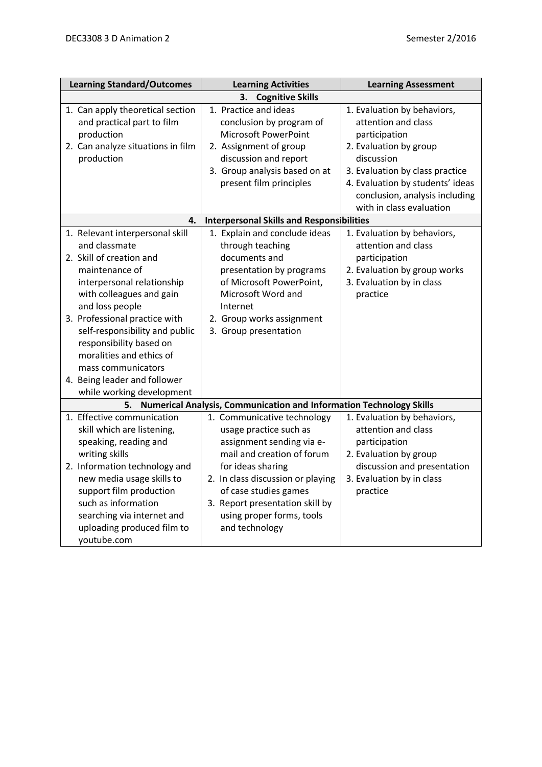| Learning Standard/Outcomes | Learning Activities | Learning Assessment |
|---|---|---|
| **3. Cognitive Skills** | | |
| 1. Can apply theoretical section and practical part to film production<br>2. Can analyze situations in film production | 1. Practice and ideas conclusion by program of Microsoft PowerPoint<br>2. Assignment of group discussion and report<br>3. Group analysis based on at present film principles | 1. Evaluation by behaviors, attention and class participation<br>2. Evaluation by group discussion<br>3. Evaluation by class practice<br>4. Evaluation by students' ideas conclusion, analysis including with in class evaluation |
| **4. Interpersonal Skills and Responsibilities** | | |
| 1. Relevant interpersonal skill and classmate<br>2. Skill of creation and maintenance of interpersonal relationship with colleagues and gain and loss people<br>3. Professional practice with self-responsibility and public responsibility based on moralities and ethics of mass communicators<br>4. Being leader and follower while working development | 1. Explain and conclude ideas through teaching documents and presentation by programs of Microsoft PowerPoint, Microsoft Word and Internet<br>2. Group works assignment<br>3. Group presentation | 1. Evaluation by behaviors, attention and class participation<br>2. Evaluation by group works<br>3. Evaluation by in class practice |
| **5. Numerical Analysis, Communication and Information Technology Skills** | | |
| 1. Effective communication skill which are listening, speaking, reading and writing skills<br>2. Information technology and new media usage skills to support film production such as information searching via internet and uploading produced film to youtube.com | 1. Communicative technology usage practice such as assignment sending via e-mail and creation of forum for ideas sharing<br>2. In class discussion or playing of case studies games<br>3. Report presentation skill by using proper forms, tools and technology | 1. Evaluation by behaviors, attention and class participation<br>2. Evaluation by group discussion and presentation<br>3. Evaluation by in class practice |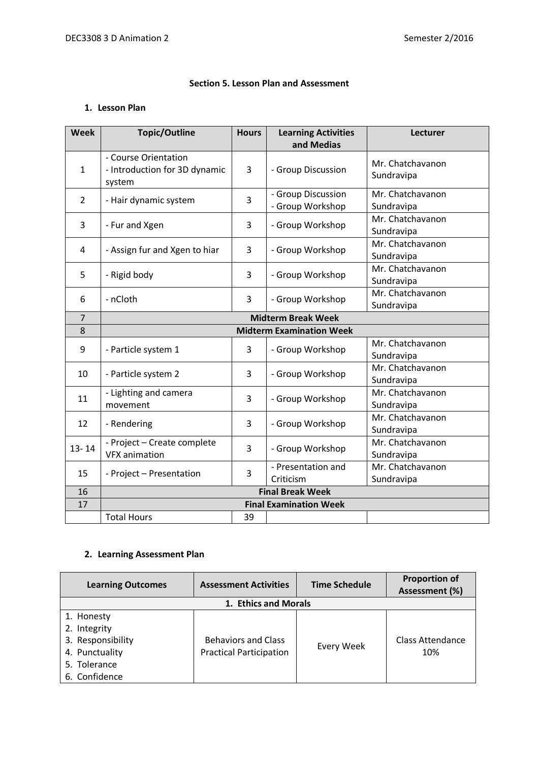### Section 5. Lesson Plan and Assessment

**1. Lesson Plan**

| Week | Topic/Outline | Hours | Learning Activities and Medias | Lecturer |
|---|---|---|---|---|
| 1 | - Course Orientation<br>- Introduction for 3D dynamic system | 3 | - Group Discussion | Mr. Chatchavanon Sundravipa |
| 2 | - Hair dynamic system | 3 | - Group Discussion<br>- Group Workshop | Mr. Chatchavanon Sundravipa |
| 3 | - Fur and Xgen | 3 | - Group Workshop | Mr. Chatchavanon Sundravipa |
| 4 | - Assign fur and Xgen to hiar | 3 | - Group Workshop | Mr. Chatchavanon Sundravipa |
| 5 | - Rigid body | 3 | - Group Workshop | Mr. Chatchavanon Sundravipa |
| 6 | - nCloth | 3 | - Group Workshop | Mr. Chatchavanon Sundravipa |
| 7 | **Midterm Break Week** | | | |
| 8 | **Midterm Examination Week** | | | |
| 9 | - Particle system 1 | 3 | - Group Workshop | Mr. Chatchavanon Sundravipa |
| 10 | - Particle system 2 | 3 | - Group Workshop | Mr. Chatchavanon Sundravipa |
| 11 | - Lighting and camera movement | 3 | - Group Workshop | Mr. Chatchavanon Sundravipa |
| 12 | - Rendering | 3 | - Group Workshop | Mr. Chatchavanon Sundravipa |
| 13- 14 | - Project – Create complete VFX animation | 3 | - Group Workshop | Mr. Chatchavanon Sundravipa |
| 15 | - Project – Presentation | 3 | - Presentation and Criticism | Mr. Chatchavanon Sundravipa |
| 16 | **Final Break Week** | | | |
| 17 | **Final Examination Week** | | | |
| | Total Hours | 39 | | |

**2. Learning Assessment Plan**

| Learning Outcomes | Assessment Activities | Time Schedule | Proportion of Assessment (%) |
|---|---|---|---|
| **1. Ethics and Morals** | | | |
| 1. Honesty<br>2. Integrity<br>3. Responsibility<br>4. Punctuality<br>5. Tolerance<br>6. Confidence | Behaviors and Class Practical Participation | Every Week | Class Attendance 10% |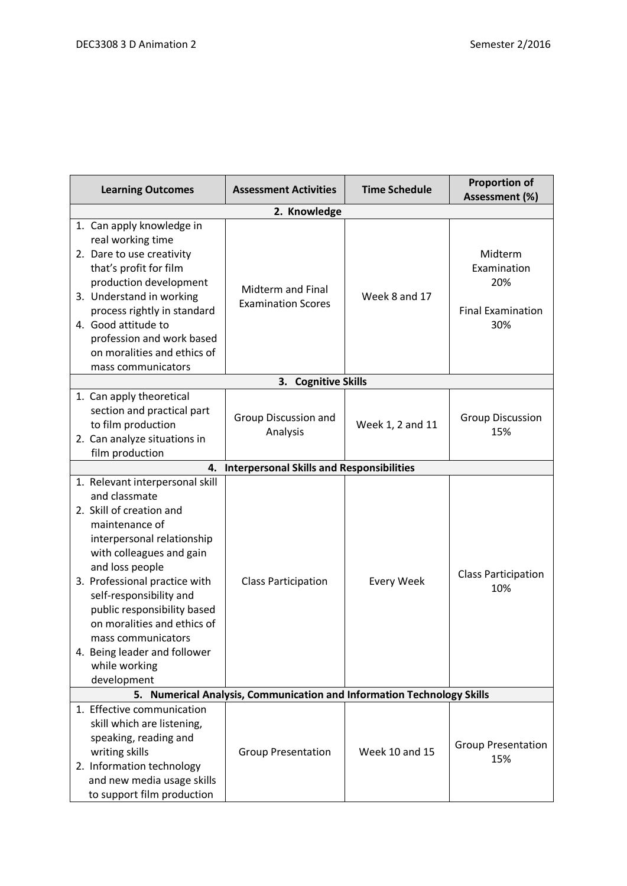| Learning Outcomes | Assessment Activities | Time Schedule | Proportion of Assessment (%) |
|---|---|---|---|
| **2. Knowledge** | | | |
| 1. Can apply knowledge in real working time<br>2. Dare to use creativity that's profit for film production development<br>3. Understand in working process rightly in standard<br>4. Good attitude to profession and work based on moralities and ethics of mass communicators | Midterm and Final Examination Scores | Week 8 and 17 | Midterm Examination 20%<br><br>Final Examination 30% |
| **3. Cognitive Skills** | | | |
| 1. Can apply theoretical section and practical part to film production<br>2. Can analyze situations in film production | Group Discussion and Analysis | Week 1, 2 and 11 | Group Discussion 15% |
| **4. Interpersonal Skills and Responsibilities** | | | |
| 1. Relevant interpersonal skill and classmate<br>2. Skill of creation and maintenance of interpersonal relationship with colleagues and gain and loss people<br>3. Professional practice with self-responsibility and public responsibility based on moralities and ethics of mass communicators<br>4. Being leader and follower while working development | Class Participation | Every Week | Class Participation 10% |
| **5. Numerical Analysis, Communication and Information Technology Skills** | | | |
| 1. Effective communication skill which are listening, speaking, reading and writing skills<br>2. Information technology and new media usage skills to support film production | Group Presentation | Week 10 and 15 | Group Presentation 15% |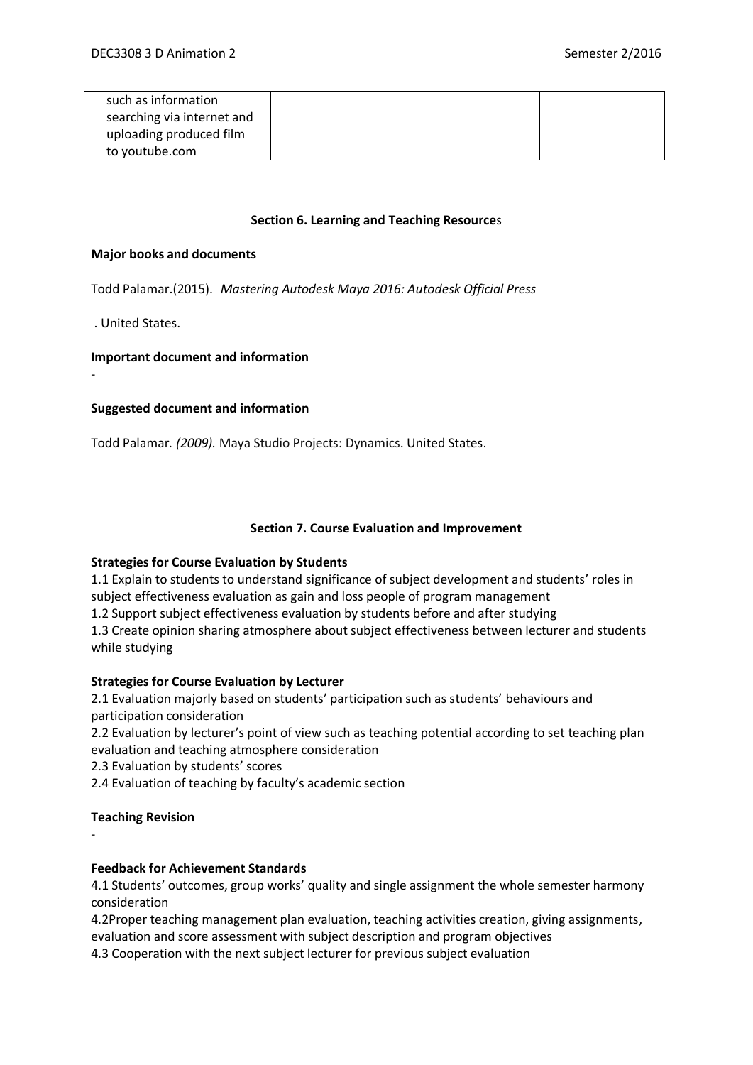| such as information searching via internet and uploading produced film to youtube.com | | | |
| --- | --- | --- | --- |

### Section 6. Learning and Teaching Resources

**Major books and documents**

Todd Palamar.(2015). *Mastering Autodesk Maya 2016: Autodesk Official Press*

. United States.

**Important document and information**

-

**Suggested document and information**

Todd Palamar. *(2009).* Maya Studio Projects: Dynamics. United States.

### Section 7. Course Evaluation and Improvement

**Strategies for Course Evaluation by Students**

1.1 Explain to students to understand significance of subject development and students' roles in subject effectiveness evaluation as gain and loss people of program management
1.2 Support subject effectiveness evaluation by students before and after studying
1.3 Create opinion sharing atmosphere about subject effectiveness between lecturer and students while studying

**Strategies for Course Evaluation by Lecturer**

2.1 Evaluation majorly based on students' participation such as students' behaviours and participation consideration
2.2 Evaluation by lecturer's point of view such as teaching potential according to set teaching plan evaluation and teaching atmosphere consideration
2.3 Evaluation by students' scores
2.4 Evaluation of teaching by faculty's academic section

**Teaching Revision**

-

**Feedback for Achievement Standards**

4.1 Students' outcomes, group works' quality and single assignment the whole semester harmony consideration
4.2Proper teaching management plan evaluation, teaching activities creation, giving assignments, evaluation and score assessment with subject description and program objectives
4.3 Cooperation with the next subject lecturer for previous subject evaluation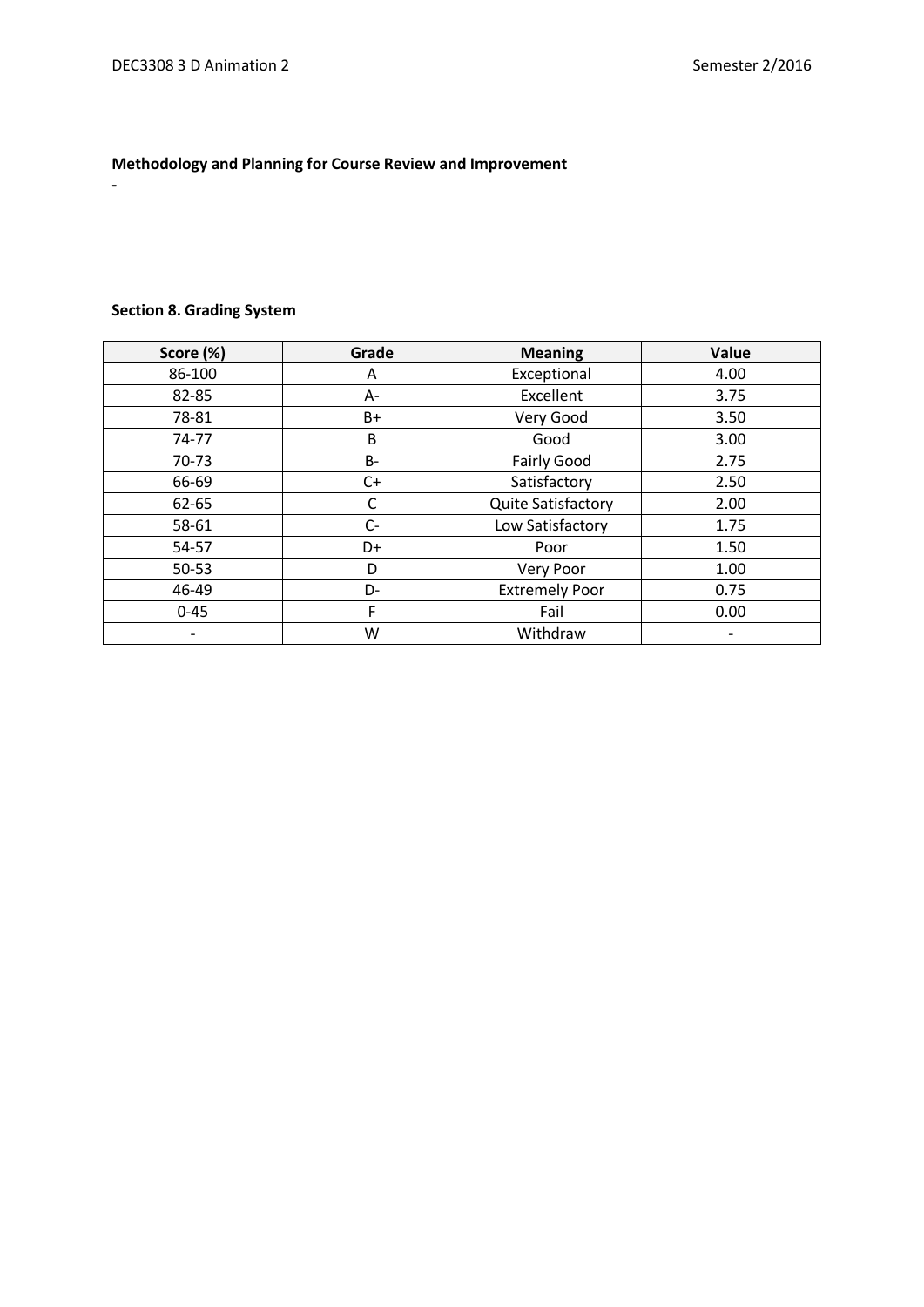**Methodology and Planning for Course Review and Improvement**

-

**Section 8. Grading System**

| Score (%) | Grade | Meaning | Value |
|---|---|---|---|
| 86-100 | A | Exceptional | 4.00 |
| 82-85 | A- | Excellent | 3.75 |
| 78-81 | B+ | Very Good | 3.50 |
| 74-77 | B | Good | 3.00 |
| 70-73 | B- | Fairly Good | 2.75 |
| 66-69 | C+ | Satisfactory | 2.50 |
| 62-65 | C | Quite Satisfactory | 2.00 |
| 58-61 | C- | Low Satisfactory | 1.75 |
| 54-57 | D+ | Poor | 1.50 |
| 50-53 | D | Very Poor | 1.00 |
| 46-49 | D- | Extremely Poor | 0.75 |
| 0-45 | F | Fail | 0.00 |
| - | W | Withdraw | - |